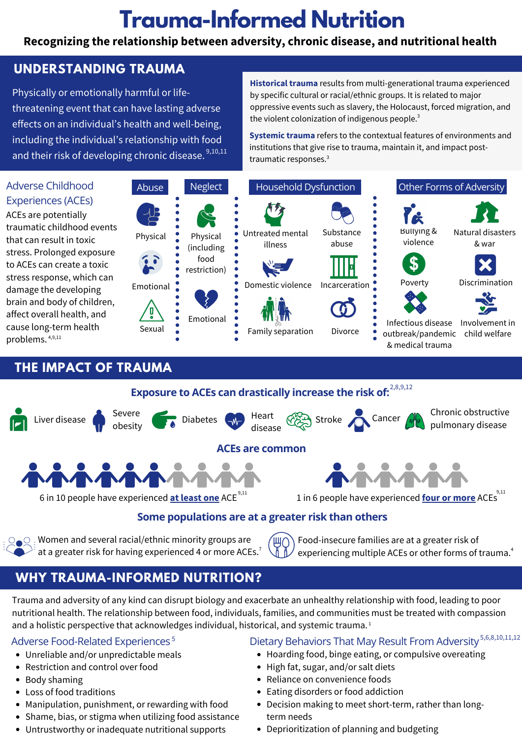# Trauma-Informed Nutrition

**Recognizing the relationship between adversity, chronic disease, and nutritional health**

## UNDERSTANDING TRAUMA

Physically or emotionally harmful or life-threatening event that can have lasting adverse effects on an individual's health and well-being, including the individual's relationship with food and their risk of developing chronic disease.[9,10,11]

**Historical trauma** results from multi-generational trauma experienced by specific cultural or racial/ethnic groups. It is related to major oppressive events such as slavery, the Holocaust, forced migration, and the violent colonization of indigenous people.[3]

**Systemic trauma** refers to the contextual features of environments and institutions that give rise to trauma, maintain it, and impact post-traumatic responses.[3]

### Adverse Childhood Experiences (ACEs)

ACEs are potentially traumatic childhood events that can result in toxic stress. Prolonged exposure to ACEs can create a toxic stress response, which can damage the developing brain and body of children, affect overall health, and cause long-term health problems.[4,9,11]

**Abuse**
- Physical
- Emotional
- Sexual

**Neglect**
- Physical (including food restriction)
- Emotional

**Household Dysfunction**
- Untreated mental illness
- Substance abuse
- Domestic violence
- Incarceration
- Family separation
- Divorce

**Other Forms of Adversity**
- Bullying & violence
- Natural disasters & war
- Poverty
- Discrimination
- Infectious disease outbreak/pandemic & medical trauma
- Involvement in child welfare

## THE IMPACT OF TRAUMA

### Exposure to ACEs can drastically increase the risk of:[2,8,9,12]

- Liver disease
- Severe obesity
- Diabetes
- Heart disease
- Stroke
- Cancer
- Chronic obstructive pulmonary disease

### ACEs are common

6 in 10 people have experienced **at least one** ACE[9,11]

1 in 6 people have experienced **four or more** ACEs[9,11]

### Some populations are at a greater risk than others

Women and several racial/ethnic minority groups are at a greater risk for having experienced 4 or more ACEs.[7]

Food-insecure families are at a greater risk of experiencing multiple ACEs or other forms of trauma.[4]

## WHY TRAUMA-INFORMED NUTRITION?

Trauma and adversity of any kind can disrupt biology and exacerbate an unhealthy relationship with food, leading to poor nutritional health. The relationship between food, individuals, families, and communities must be treated with compassion and a holistic perspective that acknowledges individual, historical, and systemic trauma.[1]

### Adverse Food-Related Experiences[5]

- Unreliable and/or unpredictable meals
- Restriction and control over food
- Body shaming
- Loss of food traditions
- Manipulation, punishment, or rewarding with food
- Shame, bias, or stigma when utilizing food assistance
- Untrustworthy or inadequate nutritional supports

### Dietary Behaviors That May Result From Adversity[5,6,8,10,11,12]

- Hoarding food, binge eating, or compulsive overeating
- High fat, sugar, and/or salt diets
- Reliance on convenience foods
- Eating disorders or food addiction
- Decision making to meet short-term, rather than long-term needs
- Deprioritization of planning and budgeting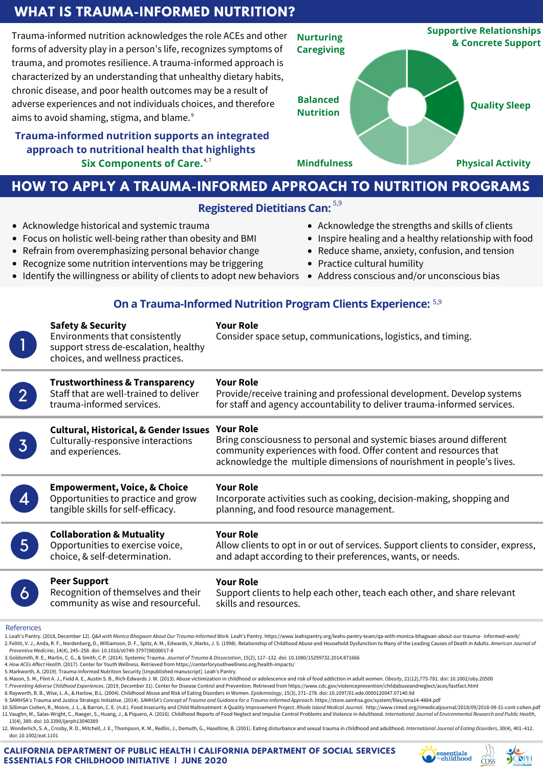# WHAT IS TRAUMA-INFORMED NUTRITION?

Trauma-informed nutrition acknowledges the role ACEs and other forms of adversity play in a person's life, recognizes symptoms of trauma, and promotes resilience. A trauma-informed approach is characterized by an understanding that unhealthy dietary habits, chronic disease, and poor health outcomes may be a result of adverse experiences and not individuals choices, and therefore aims to avoid shaming, stigma, and blame.[9]

**Trauma-informed nutrition supports an integrated approach to nutritional health that highlights Six Components of Care.**[4,7]

Nurturing Caregiving

Supportive Relationships & Concrete Support

Balanced Nutrition

Quality Sleep

Mindfulness

Physical Activity

# HOW TO APPLY A TRAUMA-INFORMED APPROACH TO NUTRITION PROGRAMS

## Registered Dietitians Can:[5,9]

- Acknowledge historical and systemic trauma
- Focus on holistic well-being rather than obesity and BMI
- Refrain from overemphasizing personal behavior change
- Recognize some nutrition interventions may be triggering
- Identify the willingness or ability of clients to adopt new behaviors
- Acknowledge the strengths and skills of clients
- Inspire healing and a healthy relationship with food
- Reduce shame, anxiety, confusion, and tension
- Practice cultural humility
- Address conscious and/or unconscious bias

## On a Trauma-Informed Nutrition Program Clients Experience:[5,9]

| | | |
|---|---|---|
| 1 | **Safety & Security** Environments that consistently support stress de-escalation, healthy choices, and wellness practices. | **Your Role** Consider space setup, communications, logistics, and timing. |
| 2 | **Trustworthiness & Transparency** Staff that are well-trained to deliver trauma-informed services. | **Your Role** Provide/receive training and professional development. Develop systems for staff and agency accountability to deliver trauma-informed services. |
| 3 | **Cultural, Historical, & Gender Issues** Culturally-responsive interactions and experiences. | **Your Role** Bring consciousness to personal and systemic biases around different community experiences with food. Offer content and resources that acknowledge the multiple dimensions of nourishment in people's lives. |
| 4 | **Empowerment, Voice, & Choice** Opportunities to practice and grow tangible skills for self-efficacy. | **Your Role** Incorporate activities such as cooking, decision-making, shopping and planning, and food resource management. |
| 5 | **Collaboration & Mutuality** Opportunities to exercise voice, choice, & self-determination. | **Your Role** Allow clients to opt in or out of services. Support clients to consider, express, and adapt according to their preferences, wants, or needs. |
| 6 | **Peer Support** Recognition of themselves and their community as wise and resourceful. | **Your Role** Support clients to help each other, teach each other, and share relevant skills and resources. |

### References

1. Leah's Pantry. (2018, December 12). *Q&A with Monica Bhagwan About Our Trauma-Informed Work*. Leah's Pantry. https://www.leahspantry.org/leahs-pantry-team/qa-with-monica-bhagwan-about-our-trauma- informed-work/
2. Felitti, V. J., Anda, R. F., Nordenberg, D., Williamson, D. F., Spitz, A. M., Edwards, V., Marks, J. S. (1998). Relationship of Childhood Abuse and Household Dysfunction to Many of the Leading Causes of Death in Adults. *American Journal of Preventive Medicine*, 14(4), 245–258. doi: 10.1016/s0749-3797(98)00017-8
3. Goldsmith, R. E., Martin, C. G., & Smith, C.P. (2014). Systemic Trauma. *Journal of Trauma & Dissociation*, 15(2), 117–132. doi: 10.1080/15299732.2014.871666
4. *How ACEs Affect Health.* (2017). Center for Youth Wellness. Retrieved from https://centerforyouthwellness.org/health-impacts/
5. Markworth, A. (2019). Trauma-Informed Nutrition Security [Unpublished manuscript]. Leah's Pantry.
6. Mason, S. M., Flint A. J., Field A. E., Austin S. B., Rich-Edwards J. W. (2013). Abuse victimization in childhood or adolescence and risk of food addiction in adult women. *Obesity*, 21(12),775-781. doi: 10.1002/oby.20500
7. *Preventing Adverse Childhood Experiences.* (2019, December 31). Center for Disease Control and Prevention. Retrieved from https://www.cdc.gov/violenceprevention/childabuseandneglect/aces/fastfact.html
8. Rayworth, B. B., Wise, L. A., & Harlow, B.L. (2004). Childhood Abuse and Risk of Eating Disorders in Women. *Epidemiology*, 15(3), 271–278. doi: 10.1097/01.ede.0000120047.07140.9d
9. SAMHSA's Trauma and Justice Strategic Initiative. (2014). *SAMHSA's Concept of Trauma and Guidance for a Trauma-Informed Approach*. https://store.samhsa.gov/system/files/sma14-4884.pdf
10. Silliman Ciohen, R., Moore, J. L., & Barron, C. E. (n.d.). Food Insecurity and Child Maltreatment: A Quality Improvement Project. *Rhode Island Medical Journal*. http://www.rimed.org/rimedicaljournal/2018/09/2018-09-31-cont-cohen.pdf
11. Vaughn, M., Salas-Wright, C., Naeger, S., Huang, J., & Piquero, A. (2016). Childhood Reports of Food Neglect and Impulse Control Problems and Violence in Adulthood. *International Journal of Environmental Research and Public Health*, 13(4), 389. doi: 10.3390/ijerph13040389
12. Wonderlich, S. A., Crosby, R. D., Mitchell, J. E., Thompson, K. M., Redlin, J., Demuth, G., Haseltine, B. (2001). Eating disturbance and sexual trauma in childhood and adulthood. *International Journal of Eating Disorders*, 30(4), 401–412. doi: 10.1002/eat.1101

**CALIFORNIA DEPARTMENT OF PUBLIC HEALTH | CALIFORNIA DEPARTMENT OF SOCIAL SERVICES**
**ESSENTIALS FOR CHILDHOOD INITIATIVE | JUNE 2020**